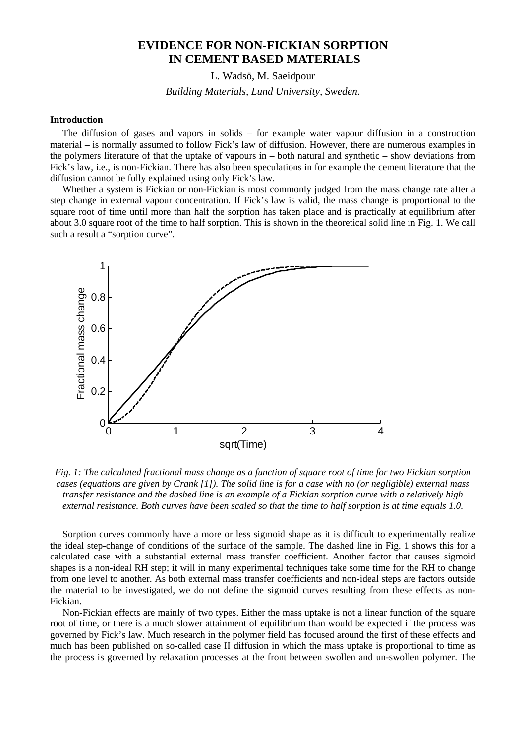# EVIDENCE FOR NON-FICKIAN SORPTION IN CEMENT BASED MATERIALS

L. Wadsö, M. Saeidpour

*Building Materials, Lund University, Sweden.*

## Introduction

The diffusion of gases and vapors in solids – for example water vapour diffusion in a construction material – is normally assumed to follow Fick's law of diffusion. However, there are numerous examples in the polymers literature of that the uptake of vapours in – both natural and synthetic – show deviations from Fick's law, i.e., is non-Fickian. There has also been speculations in for example the cement literature that the diffusion cannot be fully explained using only Fick's law.

Whether a system is Fickian or non-Fickian is most commonly judged from the mass change rate after a step change in external vapour concentration. If Fick's law is valid, the mass change is proportional to the square root of time until more than half the sorption has taken place and is practically at equilibrium after about 3.0 square root of the time to half sorption. This is shown in the theoretical solid line in Fig. 1. We call such a result a "sorption curve".

*Fig. 1: The calculated fractional mass change as a function of square root of time for two Fickian sorption cases (equations are given by Crank [1]). The solid line is for a case with no (or negligible) external mass transfer resistance and the dashed line is an example of a Fickian sorption curve with a relatively high external resistance. Both curves have been scaled so that the time to half sorption is at time equals 1.0.*

Sorption curves commonly have a more or less sigmoid shape as it is difficult to experimentally realize the ideal step-change of conditions of the surface of the sample. The dashed line in Fig. 1 shows this for a calculated case with a substantial external mass transfer coefficient. Another factor that causes sigmoid shapes is a non-ideal RH step; it will in many experimental techniques take some time for the RH to change from one level to another. As both external mass transfer coefficients and non-ideal steps are factors outside the material to be investigated, we do not define the sigmoid curves resulting from these effects as non-Fickian.

Non-Fickian effects are mainly of two types. Either the mass uptake is not a linear function of the square root of time, or there is a much slower attainment of equilibrium than would be expected if the process was governed by Fick's law. Much research in the polymer field has focused around the first of these effects and much has been published on so-called case II diffusion in which the mass uptake is proportional to time as the process is governed by relaxation processes at the front between swollen and un-swollen polymer. The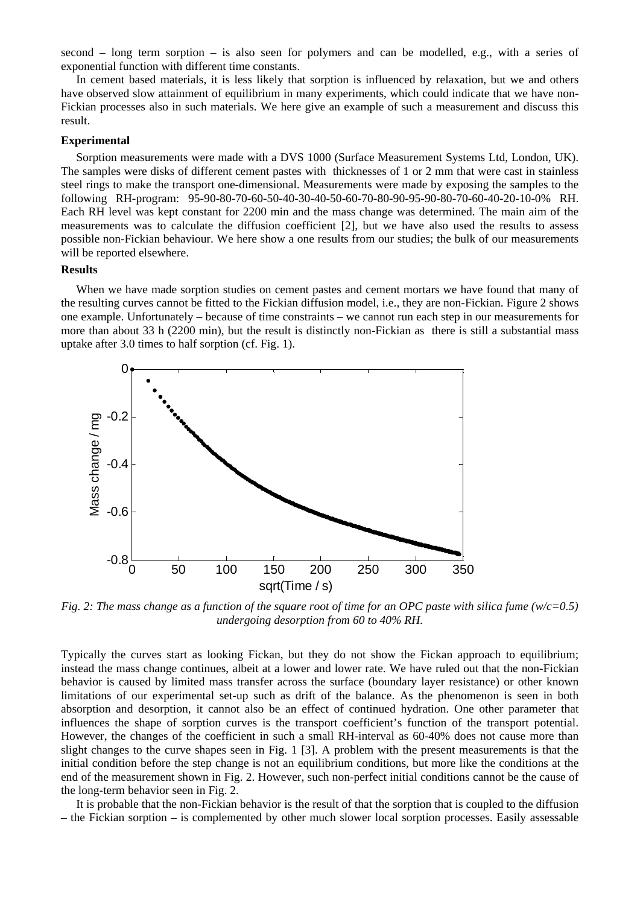second – long term sorption – is also seen for polymers and can be modelled, e.g., with a series of exponential function with different time constants.

In cement based materials, it is less likely that sorption is influenced by relaxation, but we and others have observed slow attainment of equilibrium in many experiments, which could indicate that we have non-Fickian processes also in such materials. We here give an example of such a measurement and discuss this result.

**Experimental**

Sorption measurements were made with a DVS 1000 (Surface Measurement Systems Ltd, London, UK). The samples were disks of different cement pastes with thicknesses of 1 or 2 mm that were cast in stainless steel rings to make the transport one-dimensional. Measurements were made by exposing the samples to the following RH-program: 95-90-80-70-60-50-40-30-40-50-60-70-80-90-95-90-80-70-60-40-20-10-0% RH. Each RH level was kept constant for 2200 min and the mass change was determined. The main aim of the measurements was to calculate the diffusion coefficient [2], but we have also used the results to assess possible non-Fickian behaviour. We here show a one results from our studies; the bulk of our measurements will be reported elsewhere.

**Results**

When we have made sorption studies on cement pastes and cement mortars we have found that many of the resulting curves cannot be fitted to the Fickian diffusion model, i.e., they are non-Fickian. Figure 2 shows one example. Unfortunately – because of time constraints – we cannot run each step in our measurements for more than about 33 h (2200 min), but the result is distinctly non-Fickian as there is still a substantial mass uptake after 3.0 times to half sorption (cf. Fig. 1).

*Fig. 2: The mass change as a function of the square root of time for an OPC paste with silica fume (w/c=0.5) undergoing desorption from 60 to 40% RH.*

Typically the curves start as looking Fickan, but they do not show the Fickan approach to equilibrium; instead the mass change continues, albeit at a lower and lower rate. We have ruled out that the non-Fickian behavior is caused by limited mass transfer across the surface (boundary layer resistance) or other known limitations of our experimental set-up such as drift of the balance. As the phenomenon is seen in both absorption and desorption, it cannot also be an effect of continued hydration. One other parameter that influences the shape of sorption curves is the transport coefficient's function of the transport potential. However, the changes of the coefficient in such a small RH-interval as 60-40% does not cause more than slight changes to the curve shapes seen in Fig. 1 [3]. A problem with the present measurements is that the initial condition before the step change is not an equilibrium conditions, but more like the conditions at the end of the measurement shown in Fig. 2. However, such non-perfect initial conditions cannot be the cause of the long-term behavior seen in Fig. 2.

It is probable that the non-Fickian behavior is the result of that the sorption that is coupled to the diffusion – the Fickian sorption – is complemented by other much slower local sorption processes. Easily assessable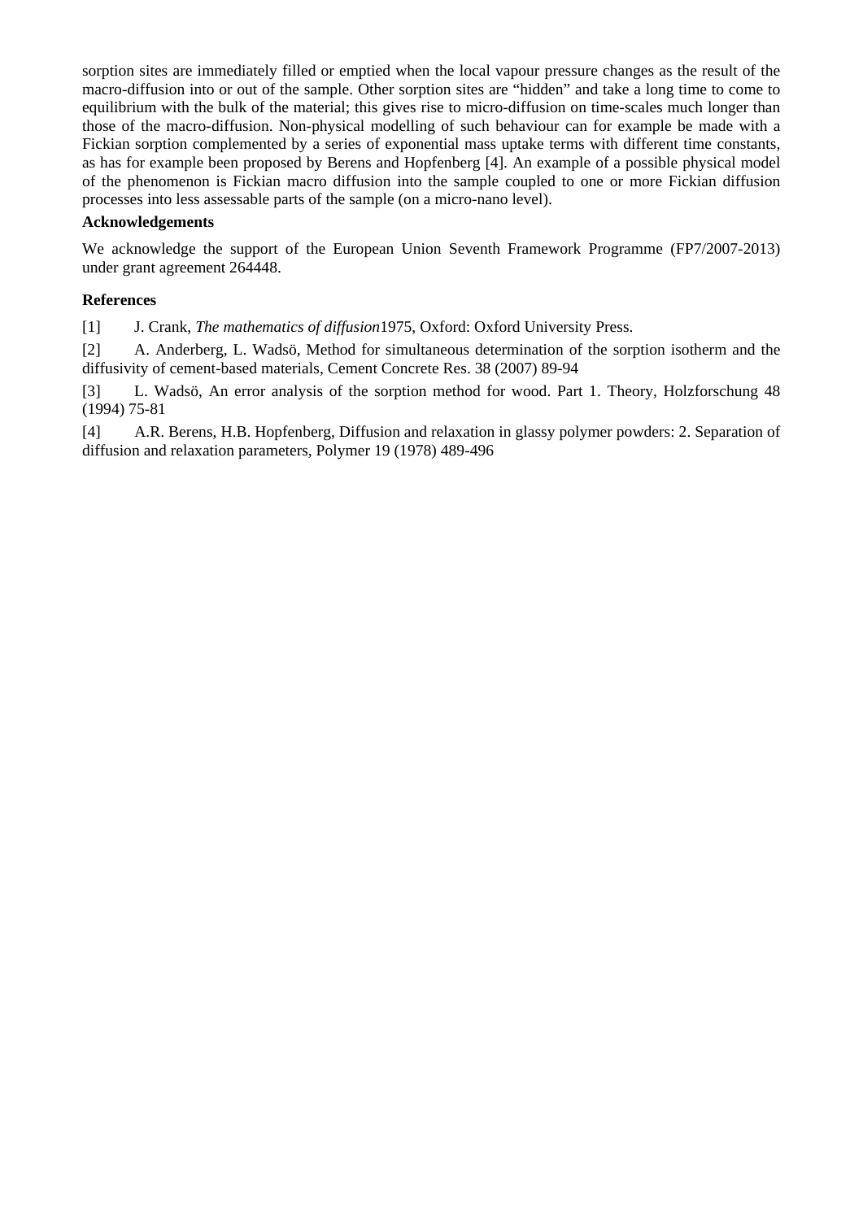sorption sites are immediately filled or emptied when the local vapour pressure changes as the result of the macro-diffusion into or out of the sample. Other sorption sites are "hidden" and take a long time to come to equilibrium with the bulk of the material; this gives rise to micro-diffusion on time-scales much longer than those of the macro-diffusion. Non-physical modelling of such behaviour can for example be made with a Fickian sorption complemented by a series of exponential mass uptake terms with different time constants, as has for example been proposed by Berens and Hopfenberg [4]. An example of a possible physical model of the phenomenon is Fickian macro diffusion into the sample coupled to one or more Fickian diffusion processes into less assessable parts of the sample (on a micro-nano level).

### Acknowledgements

We acknowledge the support of the European Union Seventh Framework Programme (FP7/2007-2013) under grant agreement 264448.

### References

[1] J. Crank, *The mathematics of diffusion*1975, Oxford: Oxford University Press.

[2] A. Anderberg, L. Wadsö, Method for simultaneous determination of the sorption isotherm and the diffusivity of cement-based materials, Cement Concrete Res. 38 (2007) 89-94

[3] L. Wadsö, An error analysis of the sorption method for wood. Part 1. Theory, Holzforschung 48 (1994) 75-81

[4] A.R. Berens, H.B. Hopfenberg, Diffusion and relaxation in glassy polymer powders: 2. Separation of diffusion and relaxation parameters, Polymer 19 (1978) 489-496